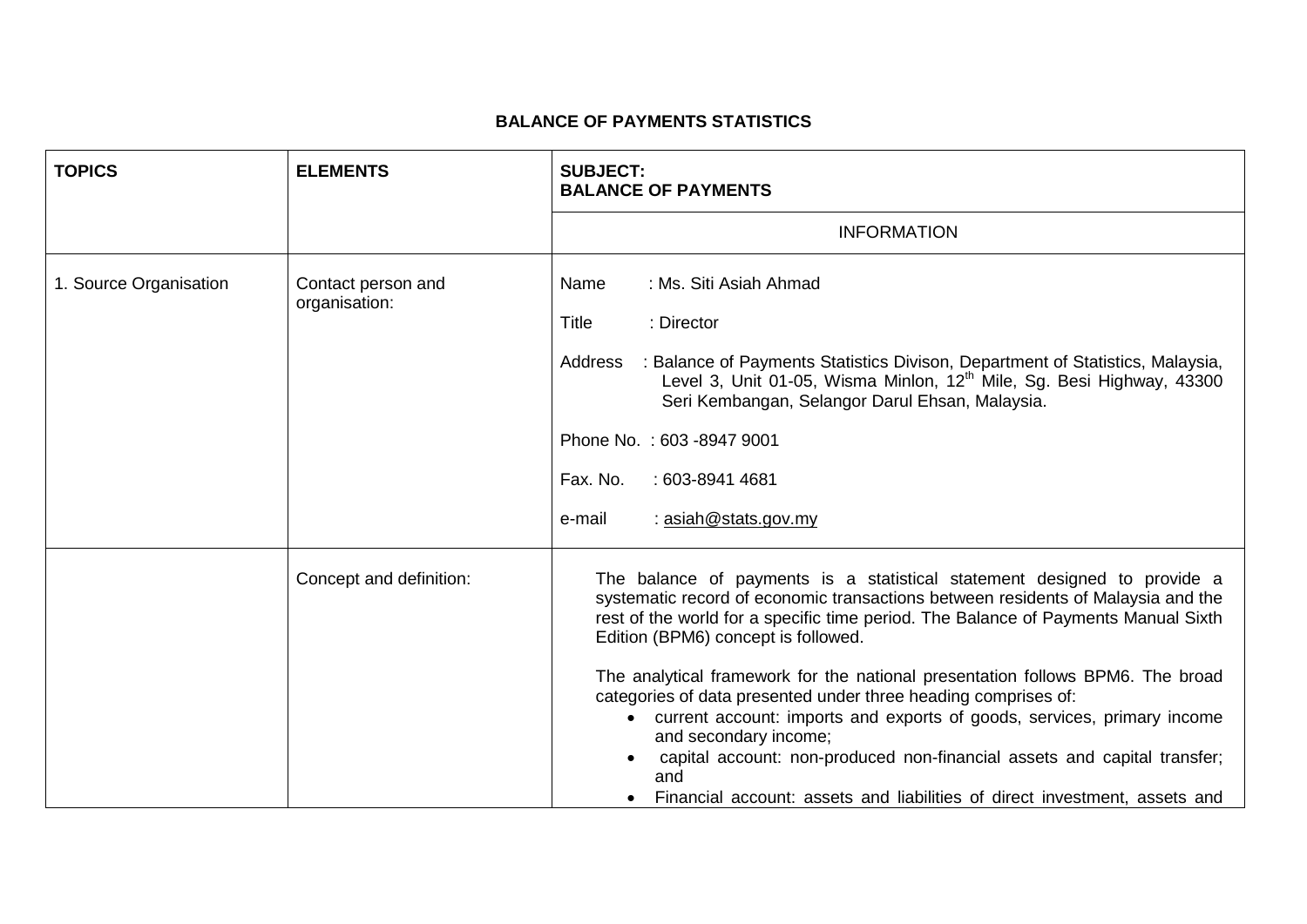**BALANCE OF PAYMENTS STATISTICS**

| TOPICS | ELEMENTS | SUBJECT: BALANCE OF PAYMENTS |
|---|---|---|
| | | INFORMATION |
| 1. Source Organisation | Contact person and organisation: | Name : Ms. Siti Asiah Ahmad<br><br>Title : Director<br><br>Address : Balance of Payments Statistics Divison, Department of Statistics, Malaysia, Level 3, Unit 01-05, Wisma Minlon, 12th Mile, Sg. Besi Highway, 43300 Seri Kembangan, Selangor Darul Ehsan, Malaysia.<br><br>Phone No. : 603 -8947 9001<br><br>Fax. No. : 603-8941 4681<br><br>e-mail : asiah@stats.gov.my |
| | Concept and definition: | The balance of payments is a statistical statement designed to provide a systematic record of economic transactions between residents of Malaysia and the rest of the world for a specific time period. The Balance of Payments Manual Sixth Edition (BPM6) concept is followed.<br><br>The analytical framework for the national presentation follows BPM6. The broad categories of data presented under three heading comprises of:<br>• current account: imports and exports of goods, services, primary income and secondary income;<br>• capital account: non-produced non-financial assets and capital transfer; and<br>• Financial account: assets and liabilities of direct investment, assets and |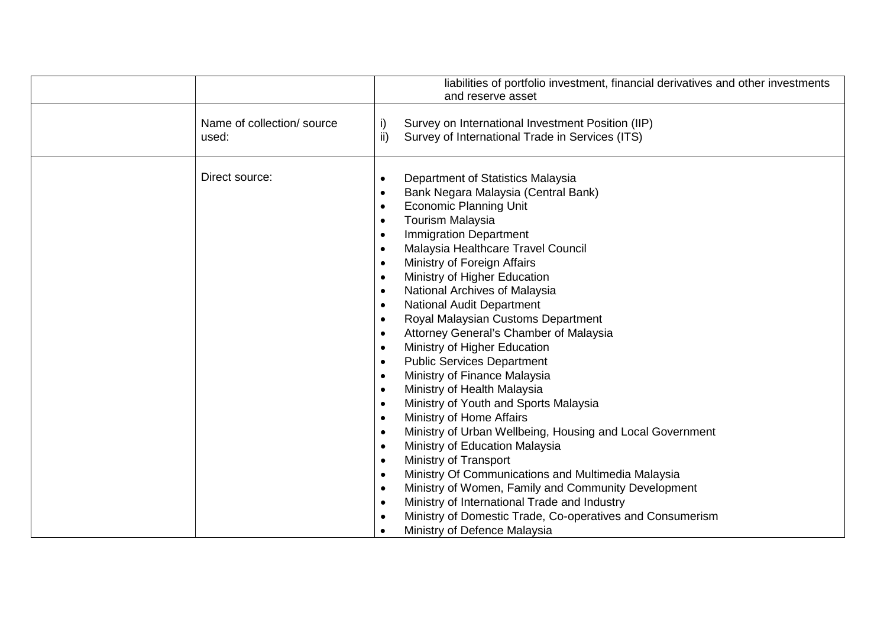| | | |
|---|---|---|
| | | liabilities of portfolio investment, financial derivatives and other investments and reserve asset |
| | Name of collection/ source used: | i) Survey on International Investment Position (IIP)<br>ii) Survey of International Trade in Services (ITS) |
| | Direct source: | • Department of Statistics Malaysia<br>• Bank Negara Malaysia (Central Bank)<br>• Economic Planning Unit<br>• Tourism Malaysia<br>• Immigration Department<br>• Malaysia Healthcare Travel Council<br>• Ministry of Foreign Affairs<br>• Ministry of Higher Education<br>• National Archives of Malaysia<br>• National Audit Department<br>• Royal Malaysian Customs Department<br>• Attorney General's Chamber of Malaysia<br>• Ministry of Higher Education<br>• Public Services Department<br>• Ministry of Finance Malaysia<br>• Ministry of Health Malaysia<br>• Ministry of Youth and Sports Malaysia<br>• Ministry of Home Affairs<br>• Ministry of Urban Wellbeing, Housing and Local Government<br>• Ministry of Education Malaysia<br>• Ministry of Transport<br>• Ministry Of Communications and Multimedia Malaysia<br>• Ministry of Women, Family and Community Development<br>• Ministry of International Trade and Industry<br>• Ministry of Domestic Trade, Co-operatives and Consumerism<br>• Ministry of Defence Malaysia |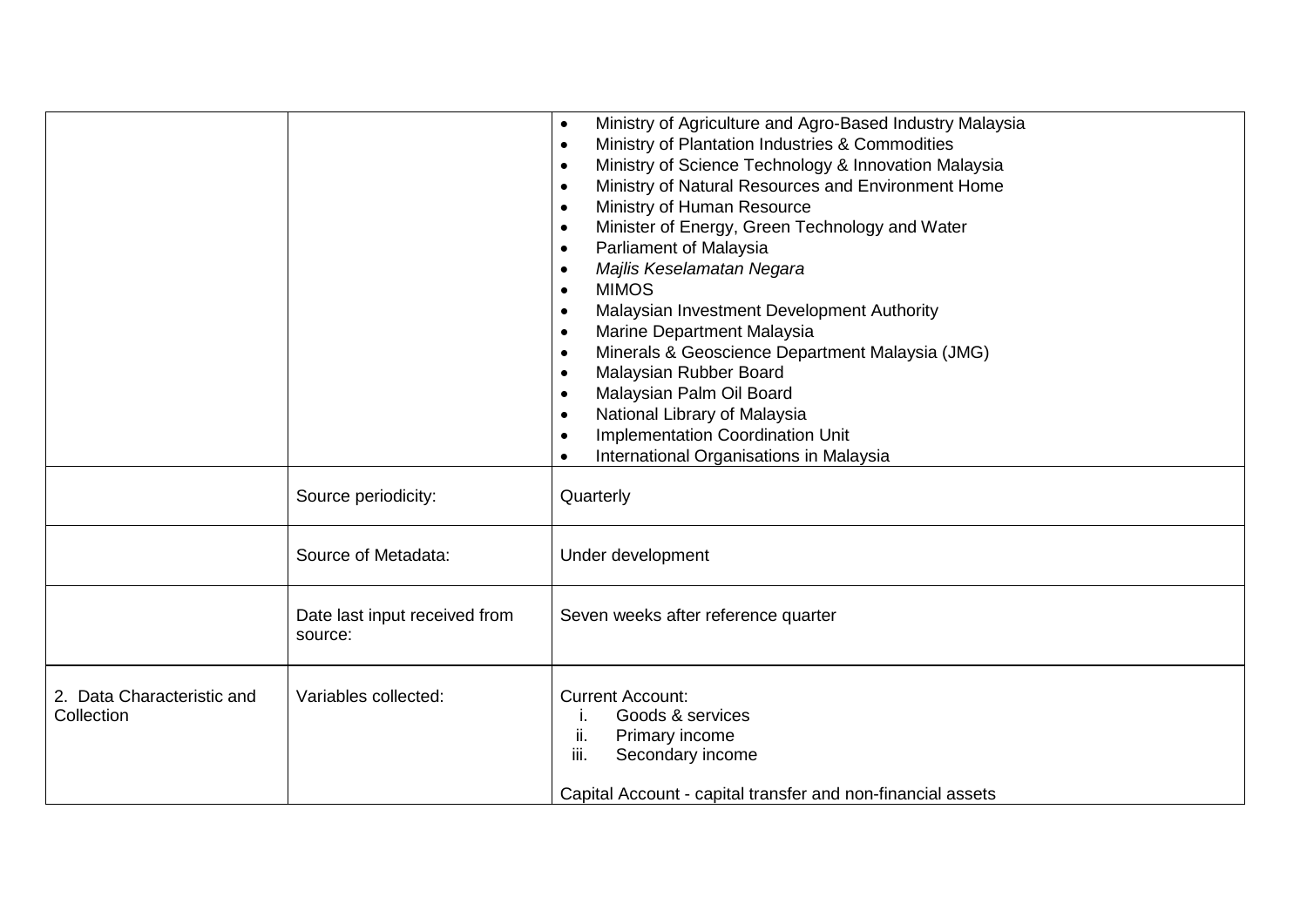| | | |
|---|---|---|
| | | • Ministry of Agriculture and Agro-Based Industry Malaysia<br>• Ministry of Plantation Industries & Commodities<br>• Ministry of Science Technology & Innovation Malaysia<br>• Ministry of Natural Resources and Environment Home<br>• Ministry of Human Resource<br>• Minister of Energy, Green Technology and Water<br>• Parliament of Malaysia<br>• *Majlis Keselamatan Negara*<br>• MIMOS<br>• Malaysian Investment Development Authority<br>• Marine Department Malaysia<br>• Minerals & Geoscience Department Malaysia (JMG)<br>• Malaysian Rubber Board<br>• Malaysian Palm Oil Board<br>• National Library of Malaysia<br>• Implementation Coordination Unit<br>• International Organisations in Malaysia |
| | Source periodicity: | Quarterly |
| | Source of Metadata: | Under development |
| | Date last input received from source: | Seven weeks after reference quarter |
| 2. Data Characteristic and Collection | Variables collected: | Current Account:<br>i. Goods & services<br>ii. Primary income<br>iii. Secondary income<br><br>Capital Account - capital transfer and non-financial assets |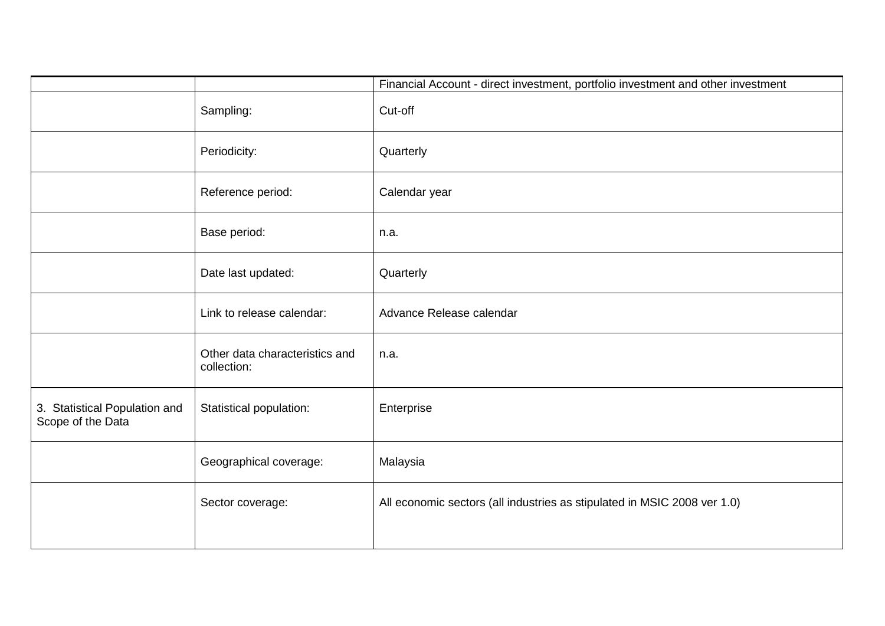| | | |
|---|---|---|
| | | Financial Account - direct investment, portfolio investment and other investment |
| | Sampling: | Cut-off |
| | Periodicity: | Quarterly |
| | Reference period: | Calendar year |
| | Base period: | n.a. |
| | Date last updated: | Quarterly |
| | Link to release calendar: | Advance Release calendar |
| | Other data characteristics and collection: | n.a. |
| 3. Statistical Population and Scope of the Data | Statistical population: | Enterprise |
| | Geographical coverage: | Malaysia |
| | Sector coverage: | All economic sectors (all industries as stipulated in MSIC 2008 ver 1.0) |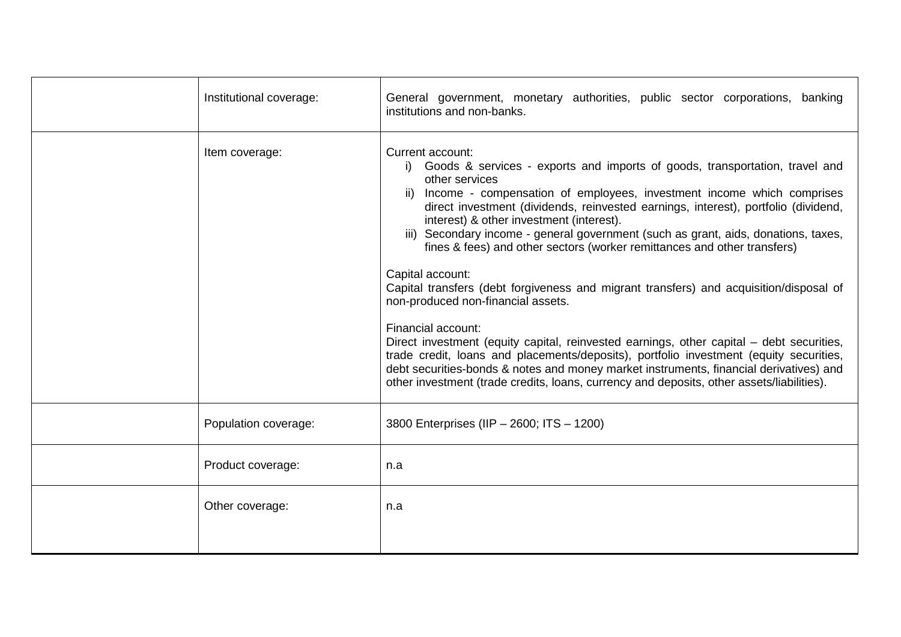| | | |
|---|---|---|
| | Institutional coverage: | General government, monetary authorities, public sector corporations, banking institutions and non-banks. |
| | Item coverage: | Current account:<br>i) Goods & services - exports and imports of goods, transportation, travel and other services<br>ii) Income - compensation of employees, investment income which comprises direct investment (dividends, reinvested earnings, interest), portfolio (dividend, interest) & other investment (interest).<br>iii) Secondary income - general government (such as grant, aids, donations, taxes, fines & fees) and other sectors (worker remittances and other transfers)<br><br>Capital account:<br>Capital transfers (debt forgiveness and migrant transfers) and acquisition/disposal of non-produced non-financial assets.<br><br>Financial account:<br>Direct investment (equity capital, reinvested earnings, other capital – debt securities, trade credit, loans and placements/deposits), portfolio investment (equity securities, debt securities-bonds & notes and money market instruments, financial derivatives) and other investment (trade credits, loans, currency and deposits, other assets/liabilities). |
| | Population coverage: | 3800 Enterprises (IIP – 2600; ITS – 1200) |
| | Product coverage: | n.a |
| | Other coverage: | n.a |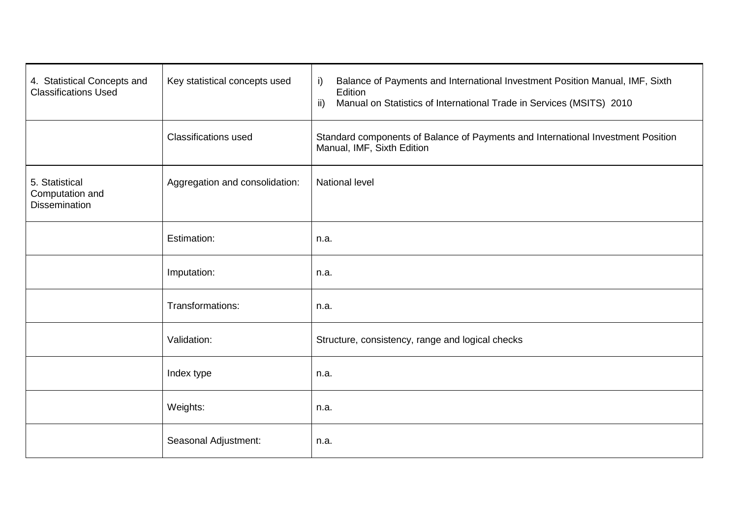| | | |
|---|---|---|
| 4. Statistical Concepts and Classifications Used | Key statistical concepts used | i) Balance of Payments and International Investment Position Manual, IMF, Sixth Edition<br>ii) Manual on Statistics of International Trade in Services (MSITS) 2010 |
| | Classifications used | Standard components of Balance of Payments and International Investment Position Manual, IMF, Sixth Edition |
| 5. Statistical Computation and Dissemination | Aggregation and consolidation: | National level |
| | Estimation: | n.a. |
| | Imputation: | n.a. |
| | Transformations: | n.a. |
| | Validation: | Structure, consistency, range and logical checks |
| | Index type | n.a. |
| | Weights: | n.a. |
| | Seasonal Adjustment: | n.a. |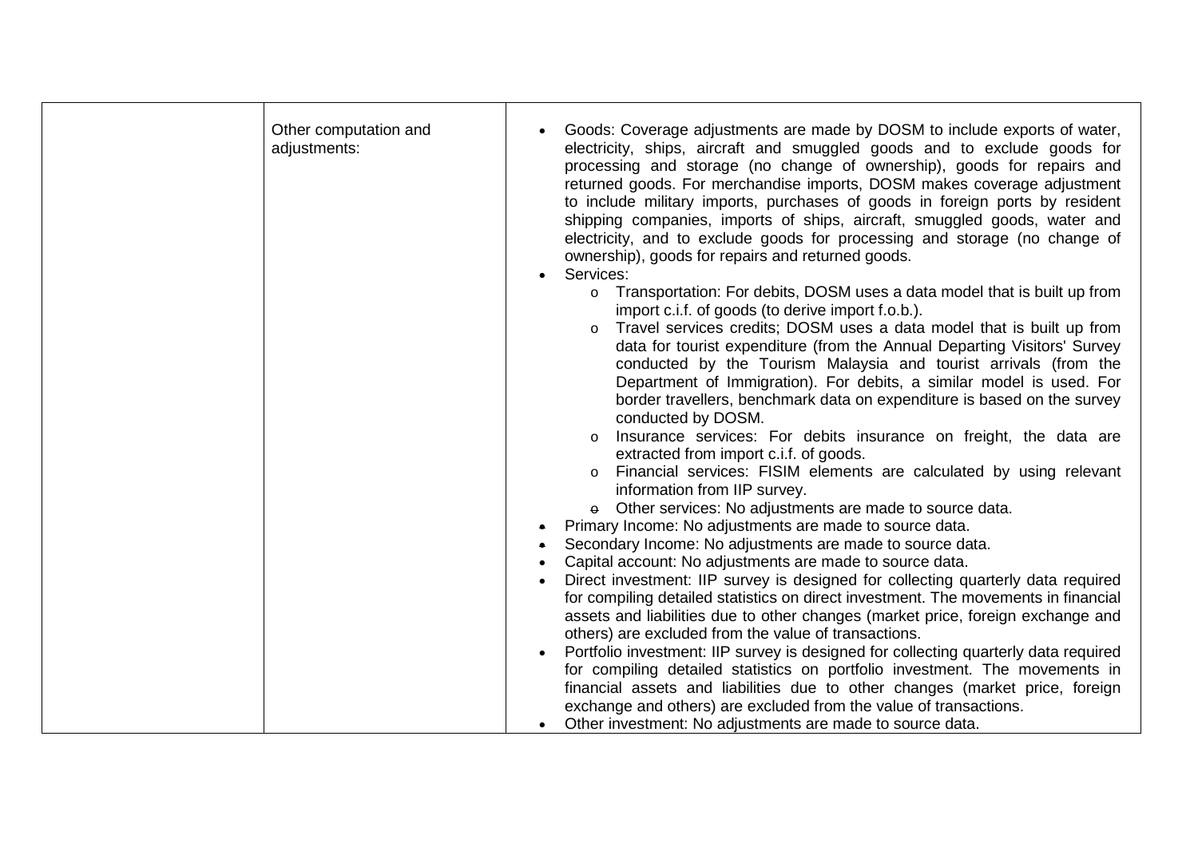| | | |
|---|---|---|
| | Other computation and adjustments: | • Goods: Coverage adjustments are made by DOSM to include exports of water, electricity, ships, aircraft and smuggled goods and to exclude goods for processing and storage (no change of ownership), goods for repairs and returned goods. For merchandise imports, DOSM makes coverage adjustment to include military imports, purchases of goods in foreign ports by resident shipping companies, imports of ships, aircraft, smuggled goods, water and electricity, and to exclude goods for processing and storage (no change of ownership), goods for repairs and returned goods.<br>• Services:<br>  o Transportation: For debits, DOSM uses a data model that is built up from import c.i.f. of goods (to derive import f.o.b.).<br>  o Travel services credits; DOSM uses a data model that is built up from data for tourist expenditure (from the Annual Departing Visitors' Survey conducted by the Tourism Malaysia and tourist arrivals (from the Department of Immigration). For debits, a similar model is used. For border travellers, benchmark data on expenditure is based on the survey conducted by DOSM.<br>  o Insurance services: For debits insurance on freight, the data are extracted from import c.i.f. of goods.<br>  o Financial services: FISIM elements are calculated by using relevant information from IIP survey.<br>  o Other services: No adjustments are made to source data.<br>• Primary Income: No adjustments are made to source data.<br>• Secondary Income: No adjustments are made to source data.<br>• Capital account: No adjustments are made to source data.<br>• Direct investment: IIP survey is designed for collecting quarterly data required for compiling detailed statistics on direct investment. The movements in financial assets and liabilities due to other changes (market price, foreign exchange and others) are excluded from the value of transactions.<br>• Portfolio investment: IIP survey is designed for collecting quarterly data required for compiling detailed statistics on portfolio investment. The movements in financial assets and liabilities due to other changes (market price, foreign exchange and others) are excluded from the value of transactions.<br>• Other investment: No adjustments are made to source data. |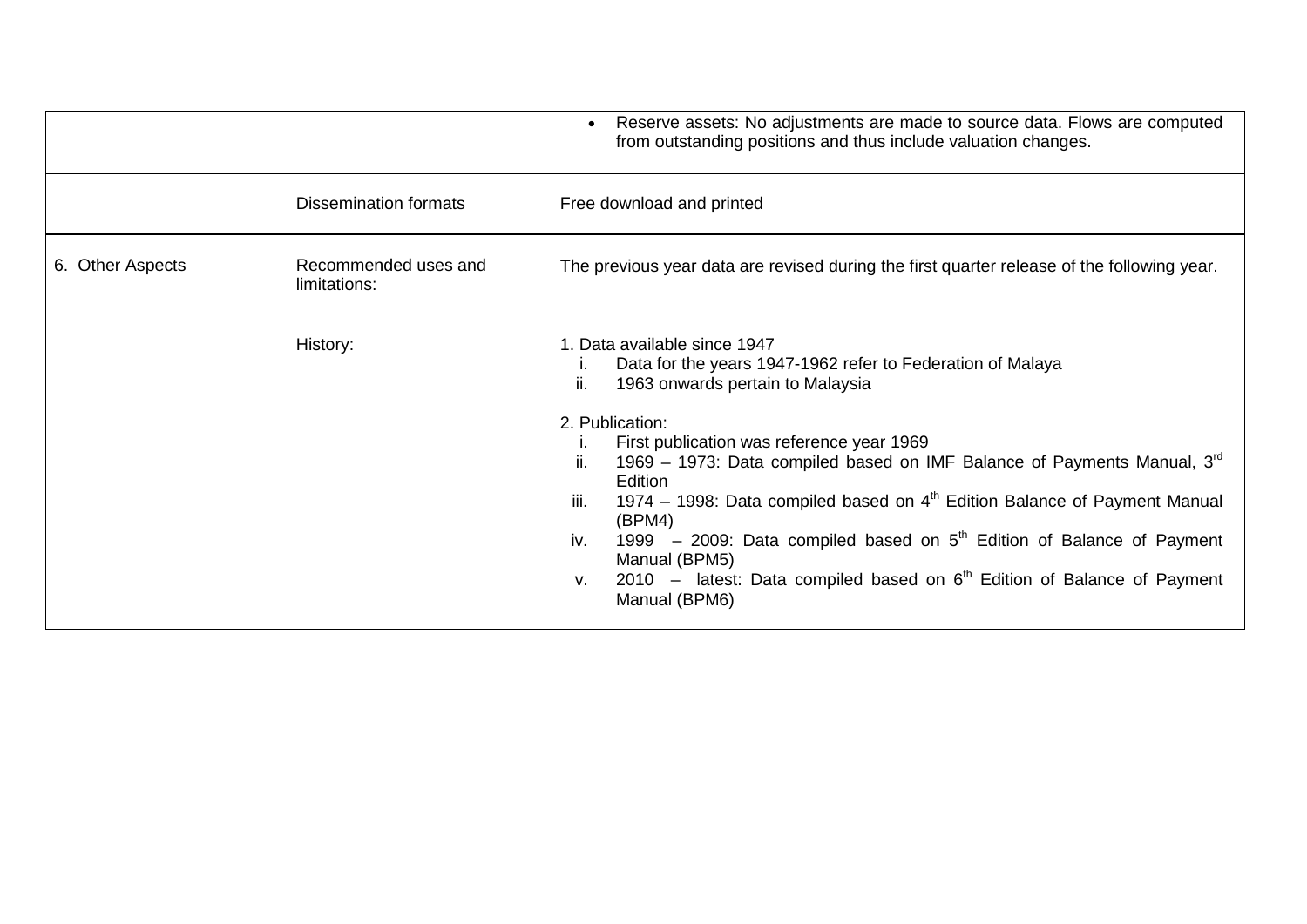| | | |
|---|---|---|
| | | • Reserve assets: No adjustments are made to source data. Flows are computed from outstanding positions and thus include valuation changes. |
| | Dissemination formats | Free download and printed |
| 6. Other Aspects | Recommended uses and limitations: | The previous year data are revised during the first quarter release of the following year. |
| | History: | 1. Data available since 1947<br>i. Data for the years 1947-1962 refer to Federation of Malaya<br>ii. 1963 onwards pertain to Malaysia<br><br>2. Publication:<br>i. First publication was reference year 1969<br>ii. 1969 – 1973: Data compiled based on IMF Balance of Payments Manual, 3rd Edition<br>iii. 1974 – 1998: Data compiled based on 4th Edition Balance of Payment Manual (BPM4)<br>iv. 1999 – 2009: Data compiled based on 5th Edition of Balance of Payment Manual (BPM5)<br>v. 2010 – latest: Data compiled based on 6th Edition of Balance of Payment Manual (BPM6) |